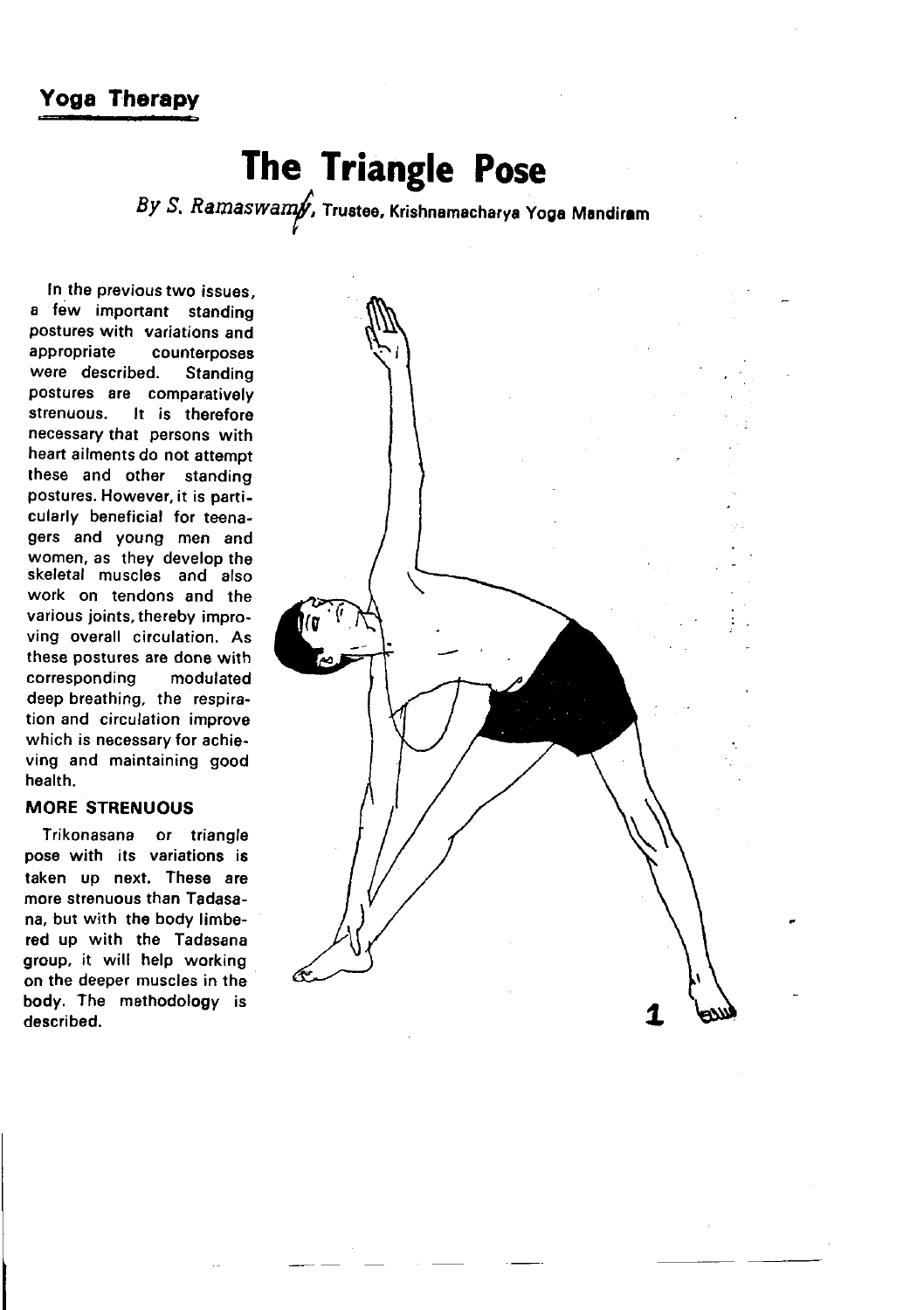**Yoga Therapy**

# The Triangle Pose

*By S. Ramaswamy*, Trustee, Krishnamacharya Yoga Mandiram

In the previous two issues, a few important standing postures with variations and appropriate counterposes were described. Standing postures are comparatively strenuous. It is therefore necessary that persons with heart ailments do not attempt these and other standing postures. However, it is particularly beneficial for teenagers and young men and women, as they develop the skeletal muscles and also work on tendons and the various joints, thereby improving overall circulation. As these postures are done with corresponding modulated deep breathing, the respiration and circulation improve which is necessary for achieving and maintaining good health.

### MORE STRENUOUS

Trikonasana or triangle pose with its variations is taken up next. These are more strenuous than Tadasana, but with the body limbered up with the Tadasana group, it will help working on the deeper muscles in the body. The methodology is described.

1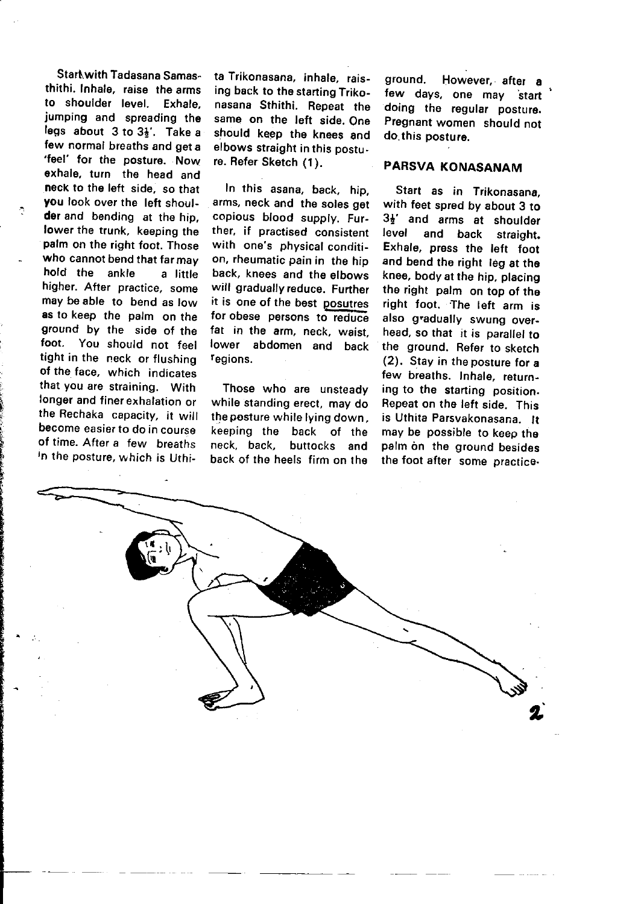Start with Tadasana Samasthithi. Inhale, raise the arms to shoulder level. Exhale, jumping and spreading the legs about 3 to 3½'. Take a few normal breaths and get a 'feel' for the posture. Now exhale, turn the head and neck to the left side, so that you look over the left shoulder and bending at the hip, lower the trunk, keeping the palm on the right foot. Those who cannot bend that far may hold the ankle a little higher. After practice, some may be able to bend as low as to keep the palm on the ground by the side of the foot. You should not feel tight in the neck or flushing of the face, which indicates that you are straining. With longer and finer exhalation or the Rechaka capacity, it will become easier to do in course of time. After a few breaths in the posture, which is Uthita Trikonasana, inhale, raising back to the starting Trikonasana Sthithi. Repeat the same on the left side. One should keep the knees and elbows straight in this posture. Refer Sketch (1).

In this asana, back, hip, arms, neck and the soles get copious blood supply. Further, if practised consistent with one's physical condition, rheumatic pain in the hip back, knees and the elbows will gradually reduce. Further it is one of the best posutres for obese persons to reduce fat in the arm, neck, waist, lower abdomen and back regions.

Those who are unsteady while standing erect, may do the posture while lying down, keeping the back of the neck, back, buttocks and back of the heels firm on the ground. However, after a few days, one may start doing the regular posture. Pregnant women should not do this posture.

## PARSVA KONASANAM

Start as in Trikonasana, with feet spred by about 3 to 3½' and arms at shoulder level and back straight. Exhale, press the left foot and bend the right leg at the knee, body at the hip, placing the right palm on top of the right foot. The left arm is also gradually swung overhead, so that it is parallel to the ground. Refer to sketch (2). Stay in the posture for a few breaths. Inhale, returning to the starting position. Repeat on the left side. This is Uthita Parsvakonasana. It may be possible to keep the palm on the ground besides the foot after some practice.

2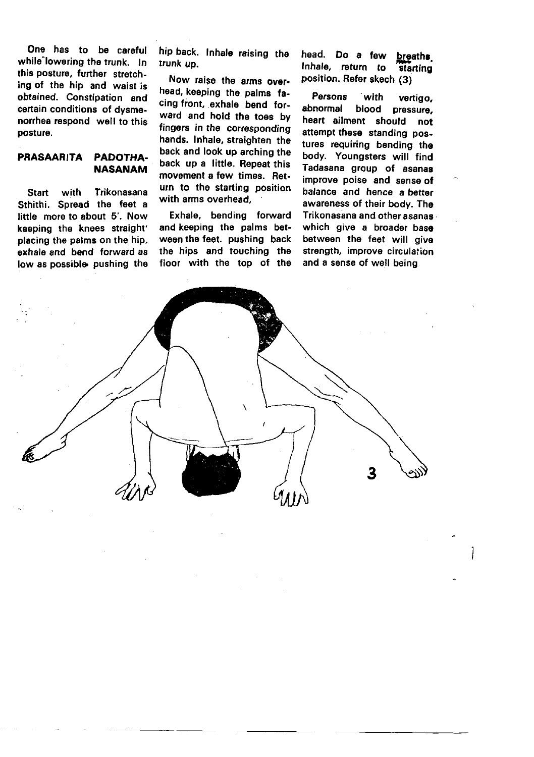One has to be careful while lowering the trunk. In this posture, further stretching of the hip and waist is obtained. Constipation and certain conditions of dysmenorrhea respond well to this posture.

### PRASAARITA PADOTHANASANAM

Start with Trikonasana Sthithi. Spread the feet a little more to about 5'. Now keeping the knees straight' placing the palms on the hip, exhale and bend forward as low as possible pushing the hip back. Inhale raising the trunk up.

Now raise the arms overhead, keeping the palms facing front, exhale bend forward and hold the toes by fingers in the corresponding hands. Inhale, straighten the back and look up arching the back up a little. Repeat this movement a few times. Return to the starting position with arms overhead,

Exhale, bending forward and keeping the palms between the feet. pushing back the hips and touching the floor with the top of the head. Do a few breaths. Inhale, return to starting position. Refer skech (3)

Persons with vertigo, abnormal blood pressure, heart ailment should not attempt these standing postures requiring bending the body. Youngsters will find Tadasana group of asanas improve poise and sense of balance and hence a better awareness of their body. The Trikonasana and other asanas which give a broader base between the feet will give strength, improve circulation and a sense of well being

3